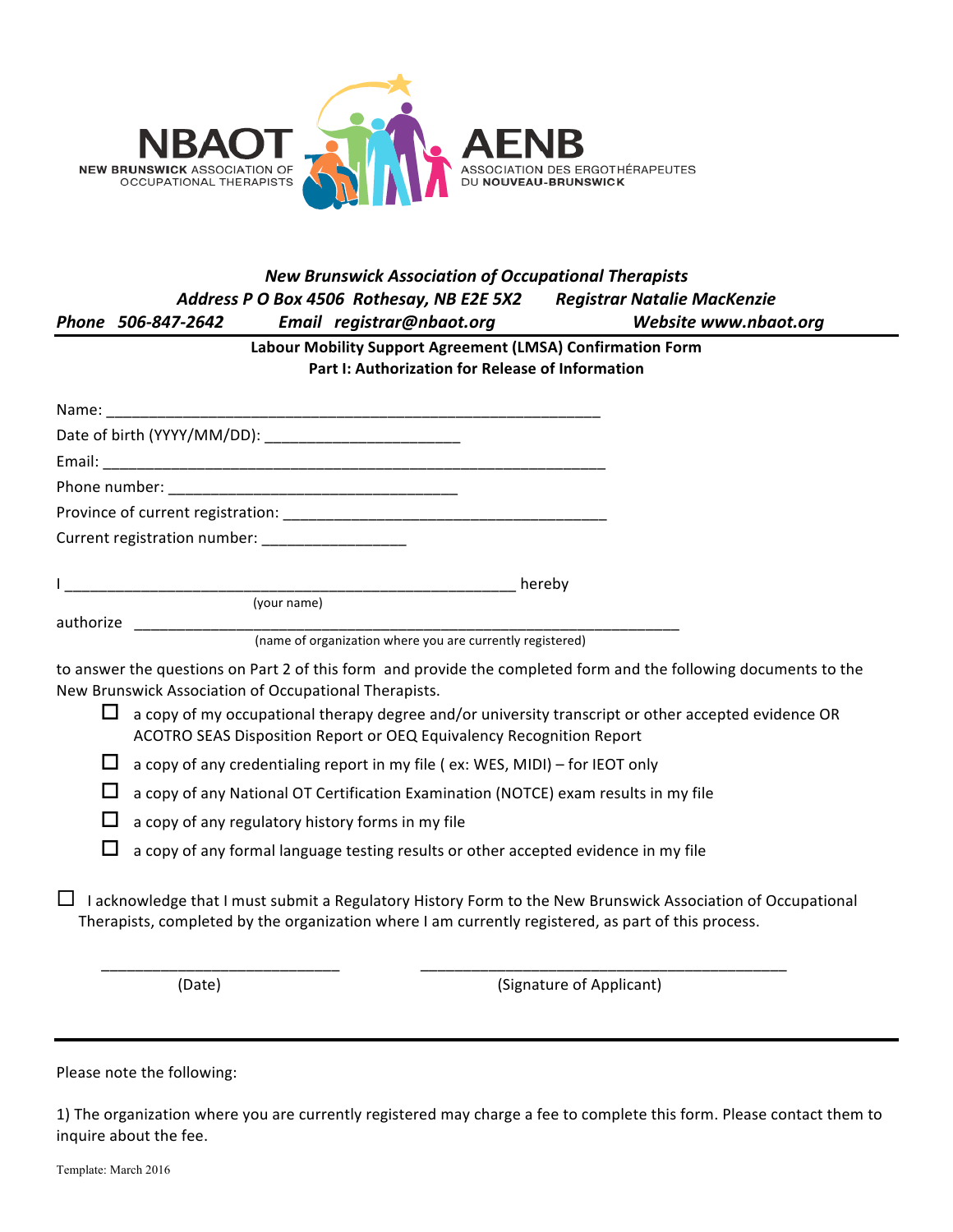NBAOT
NEW BRUNSWICK ASSOCIATION OF OCCUPATIONAL THERAPISTS

AENB
ASSOCIATION DES ERGOTHÉRAPEUTES DU NOUVEAU-BRUNSWICK

***New Brunswick Association of Occupational Therapists***

***Address P O Box 4506 Rothesay, NB E2E 5X2    Registrar Natalie MacKenzie***

***Phone 506-847-2642    Email registrar@nbaot.org    Website www.nbaot.org***

**Labour Mobility Support Agreement (LMSA) Confirmation Form**

**Part I: Authorization for Release of Information**

Name: ____________________________________________________________

Date of birth (YYYY/MM/DD): _______________________

Email: ____________________________________________________________

Phone number: ___________________________________

Province of current registration: ______________________________________

Current registration number: _________________

I ________________________________________________________ hereby
(your name)

authorize ____________________________________________________________
(name of organization where you are currently registered)

to answer the questions on Part 2 of this form and provide the completed form and the following documents to the New Brunswick Association of Occupational Therapists.

- ☐ a copy of my occupational therapy degree and/or university transcript or other accepted evidence OR ACOTRO SEAS Disposition Report or OEQ Equivalency Recognition Report
- ☐ a copy of any credentialing report in my file ( ex: WES, MIDI) – for IEOT only
- ☐ a copy of any National OT Certification Examination (NOTCE) exam results in my file
- ☐ a copy of any regulatory history forms in my file
- ☐ a copy of any formal language testing results or other accepted evidence in my file

☐ I acknowledge that I must submit a Regulatory History Form to the New Brunswick Association of Occupational Therapists, completed by the organization where I am currently registered, as part of this process.

_____________________________    _____________________________________________
(Date)    (Signature of Applicant)

---

Please note the following:

1) The organization where you are currently registered may charge a fee to complete this form. Please contact them to inquire about the fee.

Template: March 2016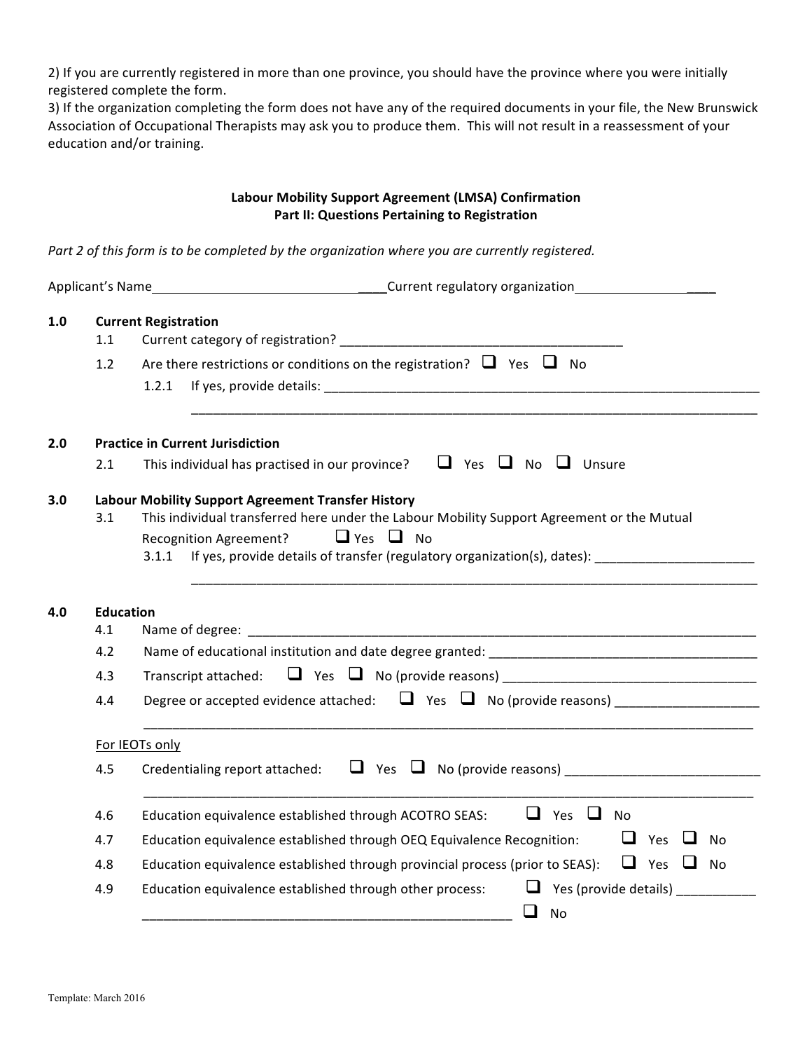2) If you are currently registered in more than one province, you should have the province where you were initially registered complete the form.
3) If the organization completing the form does not have any of the required documents in your file, the New Brunswick Association of Occupational Therapists may ask you to produce them. This will not result in a reassessment of your education and/or training.

**Labour Mobility Support Agreement (LMSA) Confirmation**
**Part II: Questions Pertaining to Registration**

*Part 2 of this form is to be completed by the organization where you are currently registered.*

Applicant's Name_________________________________ Current regulatory organization_____________________

**1.0 Current Registration**

1.1 Current category of registration? ________________________________________

1.2 Are there restrictions or conditions on the registration? ❑ Yes ❑ No

1.2.1 If yes, provide details: ________________________________________________________________

________________________________________________________________________________

**2.0 Practice in Current Jurisdiction**

2.1 This individual has practised in our province? ❑ Yes ❑ No ❑ Unsure

**3.0 Labour Mobility Support Agreement Transfer History**

3.1 This individual transferred here under the Labour Mobility Support Agreement or the Mutual Recognition Agreement? ❑ Yes ❑ No

3.1.1 If yes, provide details of transfer (regulatory organization(s), dates): ______________________

________________________________________________________________________________

**4.0 Education**

4.1 Name of degree: ________________________________________________________________________

4.2 Name of educational institution and date degree granted: _____________________________________

4.3 Transcript attached: ❑ Yes ❑ No (provide reasons) ____________________________________

4.4 Degree or accepted evidence attached: ❑ Yes ❑ No (provide reasons) ___________________

________________________________________________________________________________

For IEOTs only

4.5 Credentialing report attached: ❑ Yes ❑ No (provide reasons) ___________________________

________________________________________________________________________________

4.6 Education equivalence established through ACOTRO SEAS: ❑ Yes ❑ No

4.7 Education equivalence established through OEQ Equivalence Recognition: ❑ Yes ❑ No

4.8 Education equivalence established through provincial process (prior to SEAS): ❑ Yes ❑ No

4.9 Education equivalence established through other process: ❑ Yes (provide details) ___________

_____________________________________________________ ❑ No

Template: March 2016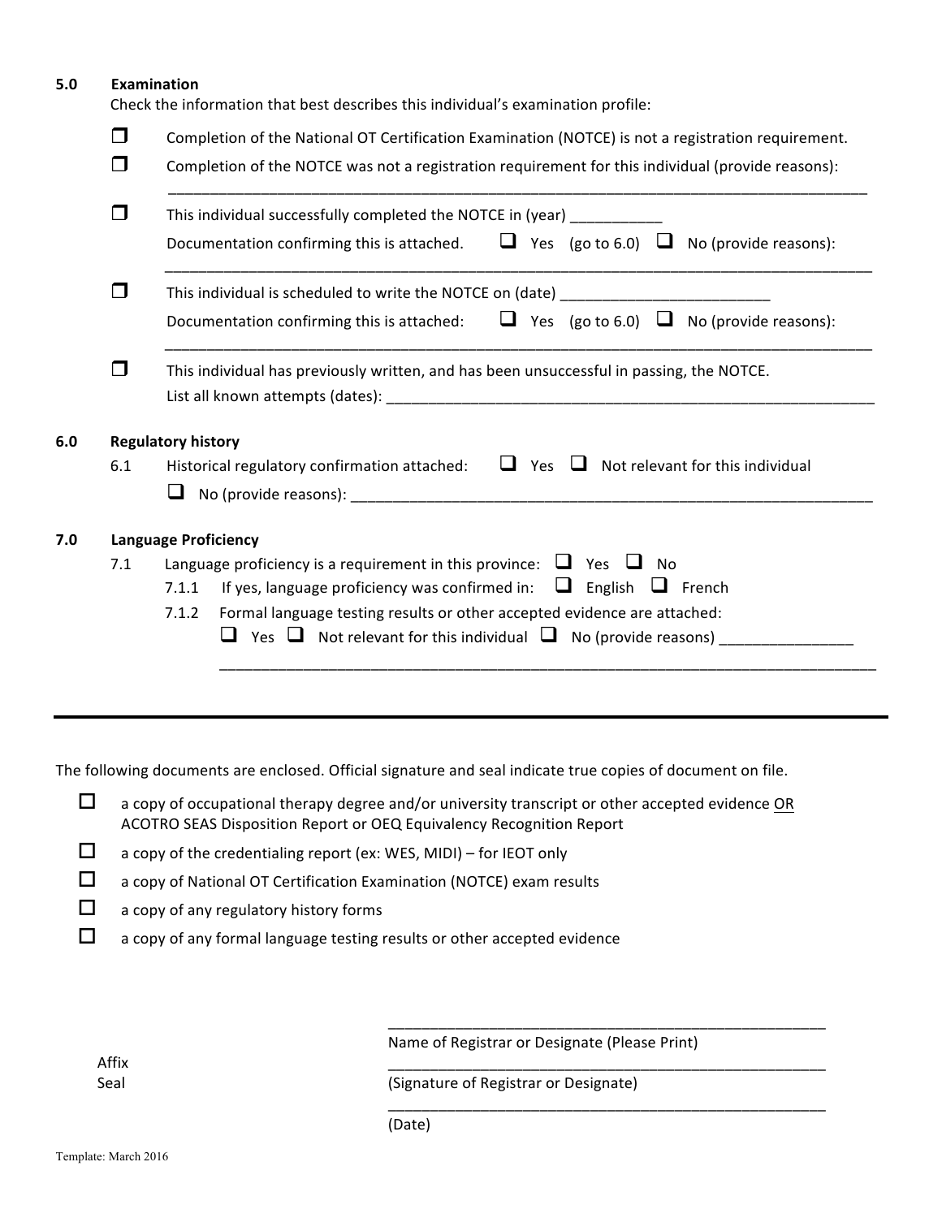## 5.0 Examination

Check the information that best describes this individual's examination profile:

- ☐ Completion of the National OT Certification Examination (NOTCE) is not a registration requirement.
- ☐ Completion of the NOTCE was not a registration requirement for this individual (provide reasons):
  ______________________________________________________________________________
- ☐ This individual successfully completed the NOTCE in (year) ___________
  Documentation confirming this is attached. ☐ Yes (go to 6.0) ☐ No (provide reasons):
  ______________________________________________________________________________
- ☐ This individual is scheduled to write the NOTCE on (date) _________________________
  Documentation confirming this is attached: ☐ Yes (go to 6.0) ☐ No (provide reasons):
  ______________________________________________________________________________
- ☐ This individual has previously written, and has been unsuccessful in passing, the NOTCE.
  List all known attempts (dates): ____________________________________________________________

## 6.0 Regulatory history

6.1 Historical regulatory confirmation attached: ☐ Yes ☐ Not relevant for this individual
☐ No (provide reasons): ________________________________________________________________

## 7.0 Language Proficiency

7.1 Language proficiency is a requirement in this province: ☐ Yes ☐ No

7.1.1 If yes, language proficiency was confirmed in: ☐ English ☐ French

7.1.2 Formal language testing results or other accepted evidence are attached:
☐ Yes ☐ Not relevant for this individual ☐ No (provide reasons) ________________
______________________________________________________________________________

---

The following documents are enclosed. Official signature and seal indicate true copies of document on file.

- ☐ a copy of occupational therapy degree and/or university transcript or other accepted evidence OR ACOTRO SEAS Disposition Report or OEQ Equivalency Recognition Report
- ☐ a copy of the credentialing report (ex: WES, MIDI) – for IEOT only
- ☐ a copy of National OT Certification Examination (NOTCE) exam results
- ☐ a copy of any regulatory history forms
- ☐ a copy of any formal language testing results or other accepted evidence

Affix
Seal

_______________________________________________________
Name of Registrar or Designate (Please Print)

_______________________________________________________
(Signature of Registrar or Designate)

_______________________________________________________
(Date)

Template: March 2016